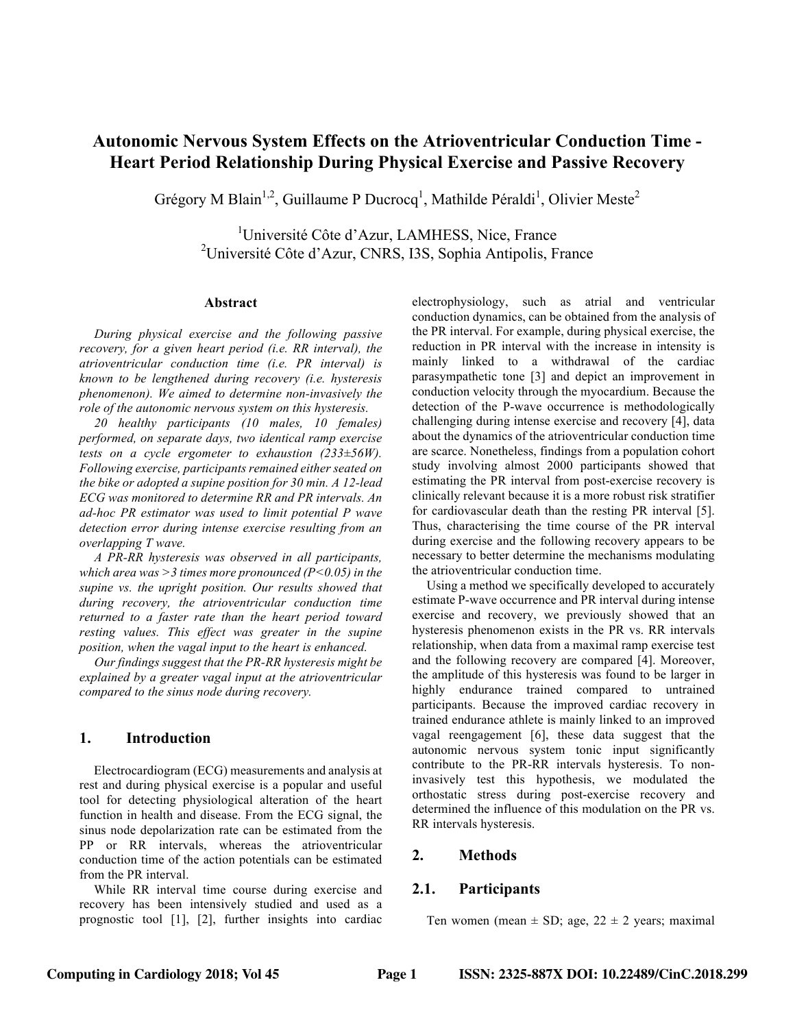# Autonomic Nervous System Effects on the Atrioventricular Conduction Time - Heart Period Relationship During Physical Exercise and Passive Recovery

Grégory M Blain[1,2], Guillaume P Ducrocq[1], Mathilde Péraldi[1], Olivier Meste[2]

[1]Université Côte d'Azur, LAMHESS, Nice, France
[2]Université Côte d'Azur, CNRS, I3S, Sophia Antipolis, France

### Abstract

*During physical exercise and the following passive recovery, for a given heart period (i.e. RR interval), the atrioventricular conduction time (i.e. PR interval) is known to be lengthened during recovery (i.e. hysteresis phenomenon). We aimed to determine non-invasively the role of the autonomic nervous system on this hysteresis.*

*20 healthy participants (10 males, 10 females) performed, on separate days, two identical ramp exercise tests on a cycle ergometer to exhaustion (233±56W). Following exercise, participants remained either seated on the bike or adopted a supine position for 30 min. A 12-lead ECG was monitored to determine RR and PR intervals. An ad-hoc PR estimator was used to limit potential P wave detection error during intense exercise resulting from an overlapping T wave.*

*A PR-RR hysteresis was observed in all participants, which area was >3 times more pronounced (P<0.05) in the supine vs. the upright position. Our results showed that during recovery, the atrioventricular conduction time returned to a faster rate than the heart period toward resting values. This effect was greater in the supine position, when the vagal input to the heart is enhanced.*

*Our findings suggest that the PR-RR hysteresis might be explained by a greater vagal input at the atrioventricular compared to the sinus node during recovery.*

## 1. Introduction

Electrocardiogram (ECG) measurements and analysis at rest and during physical exercise is a popular and useful tool for detecting physiological alteration of the heart function in health and disease. From the ECG signal, the sinus node depolarization rate can be estimated from the PP or RR intervals, whereas the atrioventricular conduction time of the action potentials can be estimated from the PR interval.

While RR interval time course during exercise and recovery has been intensively studied and used as a prognostic tool [1], [2], further insights into cardiac electrophysiology, such as atrial and ventricular conduction dynamics, can be obtained from the analysis of the PR interval. For example, during physical exercise, the reduction in PR interval with the increase in intensity is mainly linked to a withdrawal of the cardiac parasympathetic tone [3] and depict an improvement in conduction velocity through the myocardium. Because the detection of the P-wave occurrence is methodologically challenging during intense exercise and recovery [4], data about the dynamics of the atrioventricular conduction time are scarce. Nonetheless, findings from a population cohort study involving almost 2000 participants showed that estimating the PR interval from post-exercise recovery is clinically relevant because it is a more robust risk stratifier for cardiovascular death than the resting PR interval [5]. Thus, characterising the time course of the PR interval during exercise and the following recovery appears to be necessary to better determine the mechanisms modulating the atrioventricular conduction time.

Using a method we specifically developed to accurately estimate P-wave occurrence and PR interval during intense exercise and recovery, we previously showed that an hysteresis phenomenon exists in the PR vs. RR intervals relationship, when data from a maximal ramp exercise test and the following recovery are compared [4]. Moreover, the amplitude of this hysteresis was found to be larger in highly endurance trained compared to untrained participants. Because the improved cardiac recovery in trained endurance athlete is mainly linked to an improved vagal reengagement [6], these data suggest that the autonomic nervous system tonic input significantly contribute to the PR-RR intervals hysteresis. To non-invasively test this hypothesis, we modulated the orthostatic stress during post-exercise recovery and determined the influence of this modulation on the PR vs. RR intervals hysteresis.

## 2. Methods

### 2.1. Participants

Ten women (mean ± SD; age, 22 ± 2 years; maximal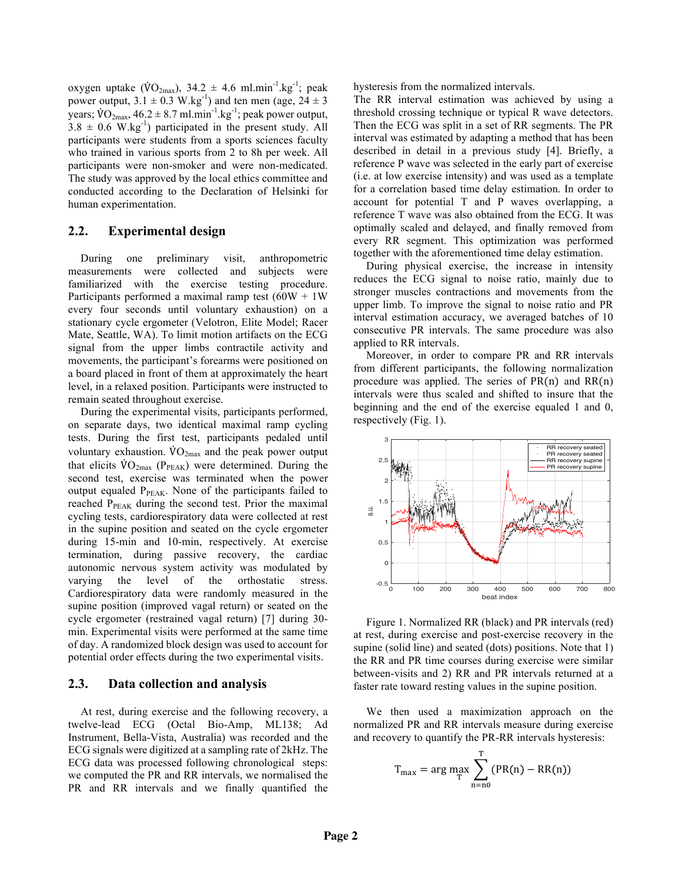oxygen uptake ($\dot{V}O_{2max}$), 34.2 ± 4.6 ml.min$^{-1}$.kg$^{-1}$; peak power output, 3.1 ± 0.3 W.kg$^{-1}$) and ten men (age, 24 ± 3 years; $\dot{V}O_{2max}$, 46.2 ± 8.7 ml.min$^{-1}$.kg$^{-1}$; peak power output, 3.8 ± 0.6 W.kg$^{-1}$) participated in the present study. All participants were students from a sports sciences faculty who trained in various sports from 2 to 8h per week. All participants were non-smoker and were non-medicated. The study was approved by the local ethics committee and conducted according to the Declaration of Helsinki for human experimentation.

## 2.2. Experimental design

During one preliminary visit, anthropometric measurements were collected and subjects were familiarized with the exercise testing procedure. Participants performed a maximal ramp test (60W + 1W every four seconds until voluntary exhaustion) on a stationary cycle ergometer (Velotron, Elite Model; Racer Mate, Seattle, WA). To limit motion artifacts on the ECG signal from the upper limbs contractile activity and movements, the participant's forearms were positioned on a board placed in front of them at approximately the heart level, in a relaxed position. Participants were instructed to remain seated throughout exercise.

During the experimental visits, participants performed, on separate days, two identical maximal ramp cycling tests. During the first test, participants pedaled until voluntary exhaustion. $\dot{V}O_{2max}$ and the peak power output that elicits $\dot{V}O_{2max}$ ($P_{PEAK}$) were determined. During the second test, exercise was terminated when the power output equaled $P_{PEAK}$. None of the participants failed to reached $P_{PEAK}$ during the second test. Prior the maximal cycling tests, cardiorespiratory data were collected at rest in the supine position and seated on the cycle ergometer during 15-min and 10-min, respectively. At exercise termination, during passive recovery, the cardiac autonomic nervous system activity was modulated by varying the level of the orthostatic stress. Cardiorespiratory data were randomly measured in the supine position (improved vagal return) or seated on the cycle ergometer (restrained vagal return) [7] during 30-min. Experimental visits were performed at the same time of day. A randomized block design was used to account for potential order effects during the two experimental visits.

## 2.3. Data collection and analysis

At rest, during exercise and the following recovery, a twelve-lead ECG (Octal Bio-Amp, ML138; Ad Instrument, Bella-Vista, Australia) was recorded and the ECG signals were digitized at a sampling rate of 2kHz. The ECG data was processed following chronological steps: we computed the PR and RR intervals, we normalised the PR and RR intervals and we finally quantified the hysteresis from the normalized intervals.

The RR interval estimation was achieved by using a threshold crossing technique or typical R wave detectors. Then the ECG was split in a set of RR segments. The PR interval was estimated by adapting a method that has been described in detail in a previous study [4]. Briefly, a reference P wave was selected in the early part of exercise (i.e. at low exercise intensity) and was used as a template for a correlation based time delay estimation. In order to account for potential T and P waves overlapping, a reference T wave was also obtained from the ECG. It was optimally scaled and delayed, and finally removed from every RR segment. This optimization was performed together with the aforementioned time delay estimation.

During physical exercise, the increase in intensity reduces the ECG signal to noise ratio, mainly due to stronger muscles contractions and movements from the upper limb. To improve the signal to noise ratio and PR interval estimation accuracy, we averaged batches of 10 consecutive PR intervals. The same procedure was also applied to RR intervals.

Moreover, in order to compare PR and RR intervals from different participants, the following normalization procedure was applied. The series of $PR(n)$ and $RR(n)$ intervals were thus scaled and shifted to insure that the beginning and the end of the exercise equaled 1 and 0, respectively (Fig. 1).

Figure 1. Normalized RR (black) and PR intervals (red) at rest, during exercise and post-exercise recovery in the supine (solid line) and seated (dots) positions. Note that 1) the RR and PR time courses during exercise were similar between-visits and 2) RR and PR intervals returned at a faster rate toward resting values in the supine position.

We then used a maximization approach on the normalized PR and RR intervals measure during exercise and recovery to quantify the PR-RR intervals hysteresis:

$$T_{max} = \arg\max_{T} \sum_{n=n0}^{T} (PR(n) - RR(n))$$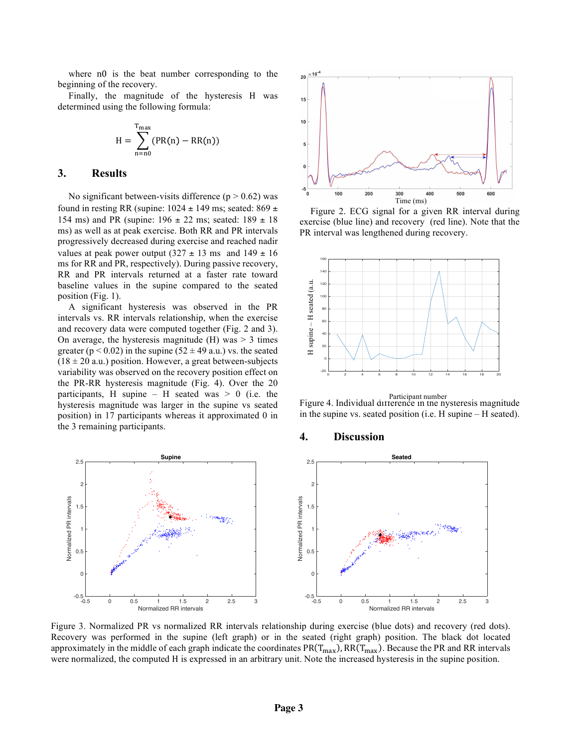where n0 is the beat number corresponding to the beginning of the recovery.

Finally, the magnitude of the hysteresis H was determined using the following formula:

$$H = \sum_{n=n0}^{T_{max}} (PR(n) - RR(n))$$

## 3. Results

No significant between-visits difference ($p > 0.62$) was found in resting RR (supine: 1024 ± 149 ms; seated: 869 ± 154 ms) and PR (supine: 196 ± 22 ms; seated: 189 ± 18 ms) as well as at peak exercise. Both RR and PR intervals progressively decreased during exercise and reached nadir values at peak power output (327 ± 13 ms and 149 ± 16 ms for RR and PR, respectively). During passive recovery, RR and PR intervals returned at a faster rate toward baseline values in the supine compared to the seated position (Fig. 1).

A significant hysteresis was observed in the PR intervals vs. RR intervals relationship, when the exercise and recovery data were computed together (Fig. 2 and 3). On average, the hysteresis magnitude (H) was > 3 times greater ($p < 0.02$) in the supine (52 ± 49 a.u.) vs. the seated (18 ± 20 a.u.) position. However, a great between-subjects variability was observed on the recovery position effect on the PR-RR hysteresis magnitude (Fig. 4). Over the 20 participants, H supine – H seated was > 0 (i.e. the hysteresis magnitude was larger in the supine vs seated position) in 17 participants whereas it approximated 0 in the 3 remaining participants.

Figure 2. ECG signal for a given RR interval during exercise (blue line) and recovery (red line). Note that the PR interval was lengthened during recovery.

Figure 4. Individual difference in the hysteresis magnitude in the supine vs. seated position (i.e. H supine – H seated).

## 4. Discussion

Figure 3. Normalized PR vs normalized RR intervals relationship during exercise (blue dots) and recovery (red dots). Recovery was performed in the supine (left graph) or in the seated (right graph) position. The black dot located approximately in the middle of each graph indicate the coordinates $PR(T_{max}), RR(T_{max})$. Because the PR and RR intervals were normalized, the computed H is expressed in an arbitrary unit. Note the increased hysteresis in the supine position.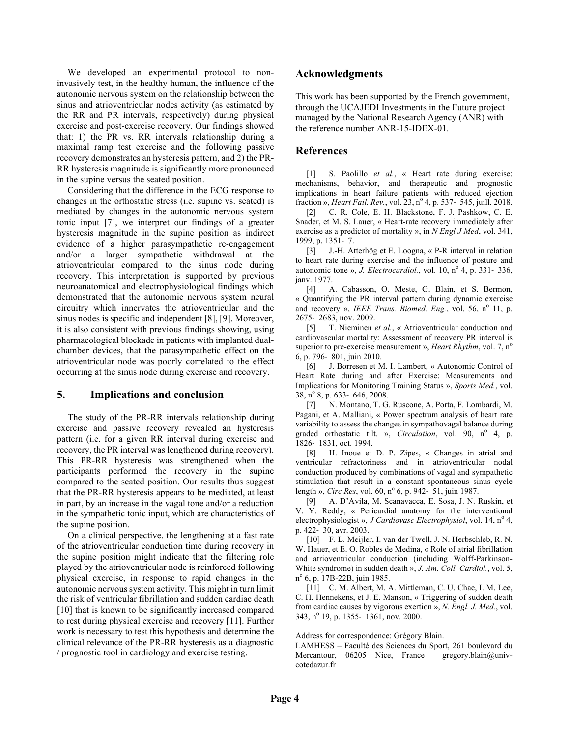We developed an experimental protocol to non-invasively test, in the healthy human, the influence of the autonomic nervous system on the relationship between the sinus and atrioventricular nodes activity (as estimated by the RR and PR intervals, respectively) during physical exercise and post-exercise recovery. Our findings showed that: 1) the PR vs. RR intervals relationship during a maximal ramp test exercise and the following passive recovery demonstrates an hysteresis pattern, and 2) the PR-RR hysteresis magnitude is significantly more pronounced in the supine versus the seated position.

Considering that the difference in the ECG response to changes in the orthostatic stress (i.e. supine vs. seated) is mediated by changes in the autonomic nervous system tonic input [7], we interpret our findings of a greater hysteresis magnitude in the supine position as indirect evidence of a higher parasympathetic re-engagement and/or a larger sympathetic withdrawal at the atrioventricular compared to the sinus node during recovery. This interpretation is supported by previous neuroanatomical and electrophysiological findings which demonstrated that the autonomic nervous system neural circuitry which innervates the atrioventricular and the sinus nodes is specific and independent [8], [9]. Moreover, it is also consistent with previous findings showing, using pharmacological blockade in patients with implanted dual-chamber devices, that the parasympathetic effect on the atrioventricular node was poorly correlated to the effect occurring at the sinus node during exercise and recovery.

## 5. Implications and conclusion

The study of the PR-RR intervals relationship during exercise and passive recovery revealed an hysteresis pattern (i.e. for a given RR interval during exercise and recovery, the PR interval was lengthened during recovery). This PR-RR hysteresis was strengthened when the participants performed the recovery in the supine compared to the seated position. Our results thus suggest that the PR-RR hysteresis appears to be mediated, at least in part, by an increase in the vagal tone and/or a reduction in the sympathetic tonic input, which are characteristics of the supine position.

On a clinical perspective, the lengthening at a fast rate of the atrioventricular conduction time during recovery in the supine position might indicate that the filtering role played by the atrioventricular node is reinforced following physical exercise, in response to rapid changes in the autonomic nervous system activity. This might in turn limit the risk of ventricular fibrillation and sudden cardiac death [10] that is known to be significantly increased compared to rest during physical exercise and recovery [11]. Further work is necessary to test this hypothesis and determine the clinical relevance of the PR-RR hysteresis as a diagnostic / prognostic tool in cardiology and exercise testing.

## Acknowledgments

This work has been supported by the French government, through the UCAJEDI Investments in the Future project managed by the National Research Agency (ANR) with the reference number ANR-15-IDEX-01.

## References

[1] S. Paolillo *et al.*, « Heart rate during exercise: mechanisms, behavior, and therapeutic and prognostic implications in heart failure patients with reduced ejection fraction », *Heart Fail. Rev.*, vol. 23, n° 4, p. 537- 545, juill. 2018.

[2] C. R. Cole, E. H. Blackstone, F. J. Pashkow, C. E. Snader, et M. S. Lauer, « Heart-rate recovery immediately after exercise as a predictor of mortality », in *N Engl J Med*, vol. 341, 1999, p. 1351- 7.

[3] J.-H. Atterhög et E. Loogna, « P-R interval in relation to heart rate during exercise and the influence of posture and autonomic tone », *J. Electrocardiol.*, vol. 10, n° 4, p. 331- 336, janv. 1977.

[4] A. Cabasson, O. Meste, G. Blain, et S. Bermon, « Quantifying the PR interval pattern during dynamic exercise and recovery », *IEEE Trans. Biomed. Eng.*, vol. 56, n° 11, p. 2675- 2683, nov. 2009.

[5] T. Nieminen *et al.*, « Atrioventricular conduction and cardiovascular mortality: Assessment of recovery PR interval is superior to pre-exercise measurement », *Heart Rhythm*, vol. 7, n° 6, p. 796- 801, juin 2010.

[6] J. Borresen et M. I. Lambert, « Autonomic Control of Heart Rate during and after Exercise: Measurements and Implications for Monitoring Training Status », *Sports Med.*, vol. 38, n° 8, p. 633- 646, 2008.

[7] N. Montano, T. G. Ruscone, A. Porta, F. Lombardi, M. Pagani, et A. Malliani, « Power spectrum analysis of heart rate variability to assess the changes in sympathovagal balance during graded orthostatic tilt. », *Circulation*, vol. 90, n° 4, p. 1826- 1831, oct. 1994.

[8] H. Inoue et D. P. Zipes, « Changes in atrial and ventricular refractoriness and in atrioventricular nodal conduction produced by combinations of vagal and sympathetic stimulation that result in a constant spontaneous sinus cycle length », *Circ Res*, vol. 60, n° 6, p. 942- 51, juin 1987.

[9] A. D'Avila, M. Scanavacca, E. Sosa, J. N. Ruskin, et V. Y. Reddy, « Pericardial anatomy for the interventional electrophysiologist », *J Cardiovasc Electrophysiol*, vol. 14, n° 4, p. 422- 30, avr. 2003.

[10] F. L. Meijler, I. van der Twell, J. N. Herbschleb, R. N. W. Hauer, et E. O. Robles de Medina, « Role of atrial fibrillation and atrioventricular conduction (including Wolff-Parkinson-White syndrome) in sudden death », *J. Am. Coll. Cardiol.*, vol. 5, n° 6, p. 17B-22B, juin 1985.

[11] C. M. Albert, M. A. Mittleman, C. U. Chae, I. M. Lee, C. H. Hennekens, et J. E. Manson, « Triggering of sudden death from cardiac causes by vigorous exertion », *N. Engl. J. Med.*, vol. 343, n° 19, p. 1355- 1361, nov. 2000.

Address for correspondence: Grégory Blain.
LAMHESS – Faculté des Sciences du Sport, 261 boulevard du Mercantour, 06205 Nice, France gregory.blain@univ-cotedazur.fr